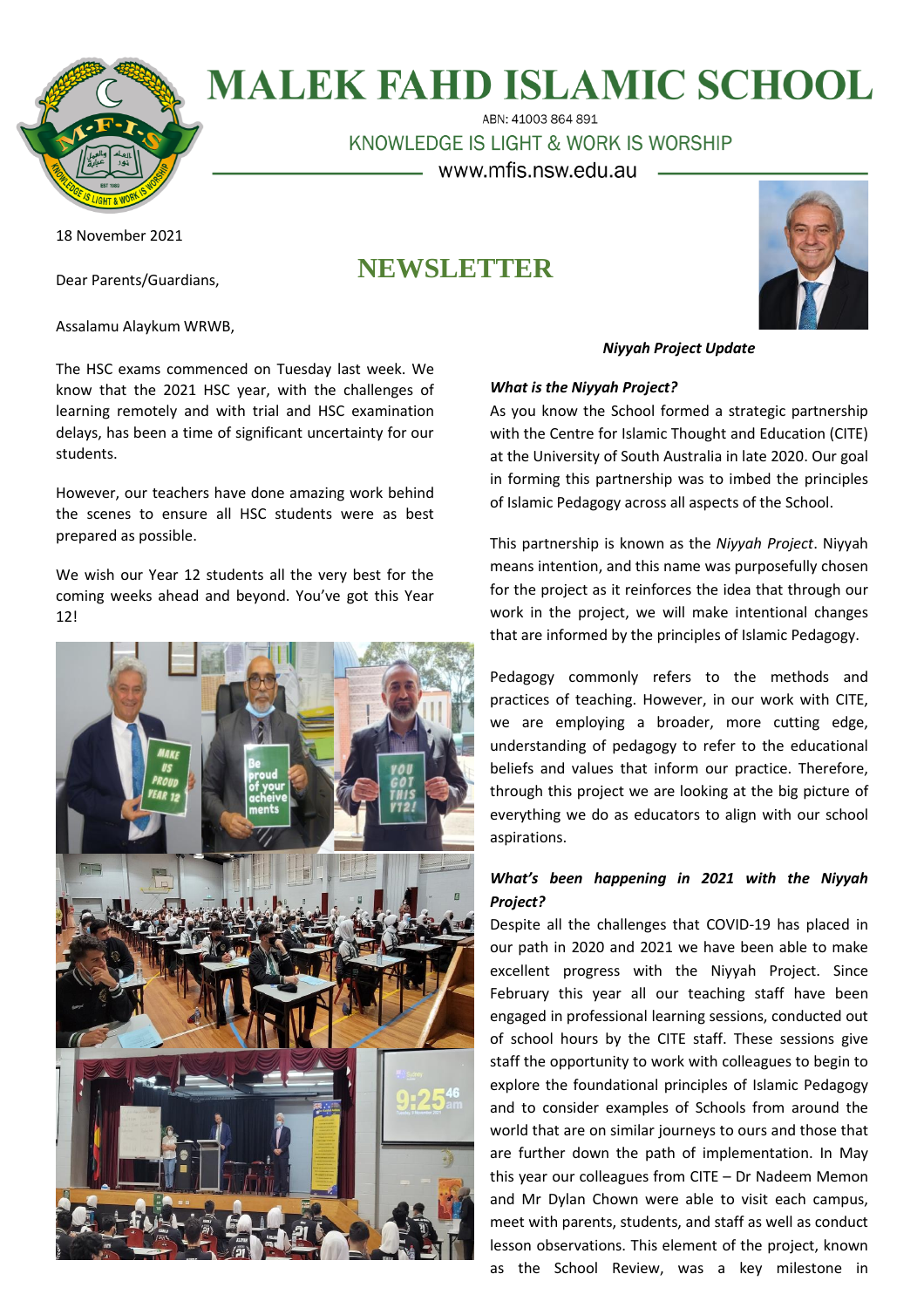# MALEK FAHD ISLAMIC SCHOOL

ABN: 41003 864 891

KNOWLEDGE IS LIGHT & WORK IS WORSHIP

www.mfis.nsw.edu.au

18 November 2021

## NEWSLETTER

Dear Parents/Guardians,

Assalamu Alaykum WRWB,

The HSC exams commenced on Tuesday last week. We know that the 2021 HSC year, with the challenges of learning remotely and with trial and HSC examination delays, has been a time of significant uncertainty for our students.

However, our teachers have done amazing work behind the scenes to ensure all HSC students were as best prepared as possible.

We wish our Year 12 students all the very best for the coming weeks ahead and beyond. You've got this Year 12!

***Niyyah Project Update***

***What is the Niyyah Project?***

As you know the School formed a strategic partnership with the Centre for Islamic Thought and Education (CITE) at the University of South Australia in late 2020. Our goal in forming this partnership was to imbed the principles of Islamic Pedagogy across all aspects of the School.

This partnership is known as the *Niyyah Project*. Niyyah means intention, and this name was purposefully chosen for the project as it reinforces the idea that through our work in the project, we will make intentional changes that are informed by the principles of Islamic Pedagogy.

Pedagogy commonly refers to the methods and practices of teaching. However, in our work with CITE, we are employing a broader, more cutting edge, understanding of pedagogy to refer to the educational beliefs and values that inform our practice. Therefore, through this project we are looking at the big picture of everything we do as educators to align with our school aspirations.

***What's been happening in 2021 with the Niyyah Project?***

Despite all the challenges that COVID-19 has placed in our path in 2020 and 2021 we have been able to make excellent progress with the Niyyah Project. Since February this year all our teaching staff have been engaged in professional learning sessions, conducted out of school hours by the CITE staff. These sessions give staff the opportunity to work with colleagues to begin to explore the foundational principles of Islamic Pedagogy and to consider examples of Schools from around the world that are on similar journeys to ours and those that are further down the path of implementation. In May this year our colleagues from CITE – Dr Nadeem Memon and Mr Dylan Chown were able to visit each campus, meet with parents, students, and staff as well as conduct lesson observations. This element of the project, known as the School Review, was a key milestone in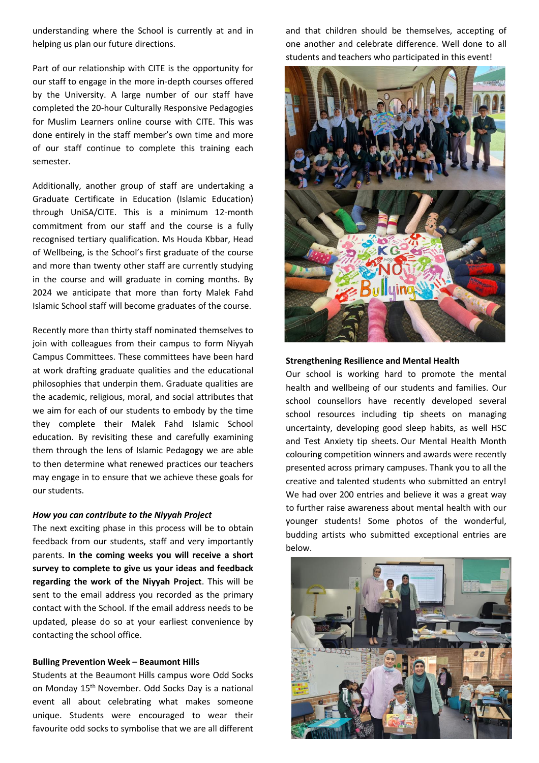understanding where the School is currently at and in helping us plan our future directions.

Part of our relationship with CITE is the opportunity for our staff to engage in the more in-depth courses offered by the University. A large number of our staff have completed the 20-hour Culturally Responsive Pedagogies for Muslim Learners online course with CITE. This was done entirely in the staff member's own time and more of our staff continue to complete this training each semester.

Additionally, another group of staff are undertaking a Graduate Certificate in Education (Islamic Education) through UniSA/CITE. This is a minimum 12-month commitment from our staff and the course is a fully recognised tertiary qualification. Ms Houda Kbbar, Head of Wellbeing, is the School's first graduate of the course and more than twenty other staff are currently studying in the course and will graduate in coming months. By 2024 we anticipate that more than forty Malek Fahd Islamic School staff will become graduates of the course.

Recently more than thirty staff nominated themselves to join with colleagues from their campus to form Niyyah Campus Committees. These committees have been hard at work drafting graduate qualities and the educational philosophies that underpin them. Graduate qualities are the academic, religious, moral, and social attributes that we aim for each of our students to embody by the time they complete their Malek Fahd Islamic School education. By revisiting these and carefully examining them through the lens of Islamic Pedagogy we are able to then determine what renewed practices our teachers may engage in to ensure that we achieve these goals for our students.

***How you can contribute to the Niyyah Project***

The next exciting phase in this process will be to obtain feedback from our students, staff and very importantly parents. **In the coming weeks you will receive a short survey to complete to give us your ideas and feedback regarding the work of the Niyyah Project**. This will be sent to the email address you recorded as the primary contact with the School. If the email address needs to be updated, please do so at your earliest convenience by contacting the school office.

**Bulling Prevention Week – Beaumont Hills**

Students at the Beaumont Hills campus wore Odd Socks on Monday 15th November. Odd Socks Day is a national event all about celebrating what makes someone unique. Students were encouraged to wear their favourite odd socks to symbolise that we are all different and that children should be themselves, accepting of one another and celebrate difference. Well done to all students and teachers who participated in this event!

**Strengthening Resilience and Mental Health**

Our school is working hard to promote the mental health and wellbeing of our students and families. Our school counsellors have recently developed several school resources including tip sheets on managing uncertainty, developing good sleep habits, as well HSC and Test Anxiety tip sheets. Our Mental Health Month colouring competition winners and awards were recently presented across primary campuses. Thank you to all the creative and talented students who submitted an entry! We had over 200 entries and believe it was a great way to further raise awareness about mental health with our younger students! Some photos of the wonderful, budding artists who submitted exceptional entries are below.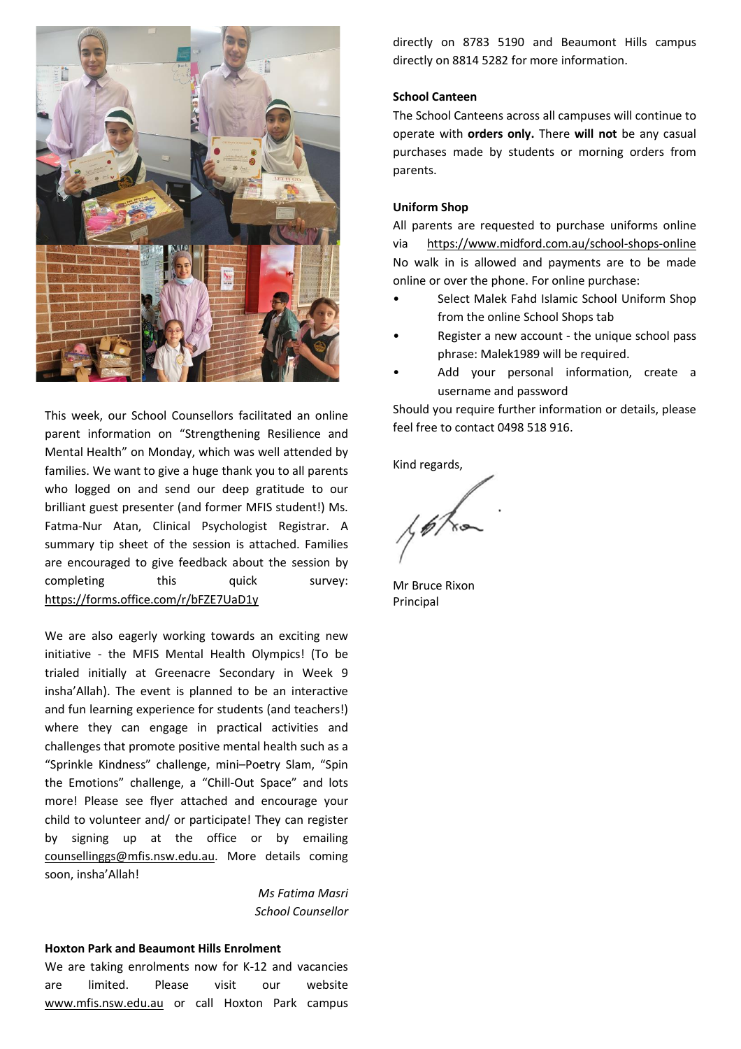This week, our School Counsellors facilitated an online parent information on "Strengthening Resilience and Mental Health" on Monday, which was well attended by families. We want to give a huge thank you to all parents who logged on and send our deep gratitude to our brilliant guest presenter (and former MFIS student!) Ms. Fatma-Nur Atan, Clinical Psychologist Registrar. A summary tip sheet of the session is attached. Families are encouraged to give feedback about the session by completing this quick survey: https://forms.office.com/r/bFZE7UaD1y

We are also eagerly working towards an exciting new initiative - the MFIS Mental Health Olympics! (To be trialed initially at Greenacre Secondary in Week 9 insha'Allah). The event is planned to be an interactive and fun learning experience for students (and teachers!) where they can engage in practical activities and challenges that promote positive mental health such as a "Sprinkle Kindness" challenge, mini–Poetry Slam, "Spin the Emotions" challenge, a "Chill-Out Space" and lots more! Please see flyer attached and encourage your child to volunteer and/ or participate! They can register by signing up at the office or by emailing counsellinggs@mfis.nsw.edu.au. More details coming soon, insha'Allah!

*Ms Fatima Masri*
*School Counsellor*

**Hoxton Park and Beaumont Hills Enrolment**

We are taking enrolments now for K-12 and vacancies are limited. Please visit our website www.mfis.nsw.edu.au or call Hoxton Park campus directly on 8783 5190 and Beaumont Hills campus directly on 8814 5282 for more information.

**School Canteen**

The School Canteens across all campuses will continue to operate with **orders only.** There **will not** be any casual purchases made by students or morning orders from parents.

**Uniform Shop**

All parents are requested to purchase uniforms online via https://www.midford.com.au/school-shops-online No walk in is allowed and payments are to be made online or over the phone. For online purchase:

- Select Malek Fahd Islamic School Uniform Shop from the online School Shops tab
- Register a new account - the unique school pass phrase: Malek1989 will be required.
- Add your personal information, create a username and password

Should you require further information or details, please feel free to contact 0498 518 916.

Kind regards,

Mr Bruce Rixon
Principal